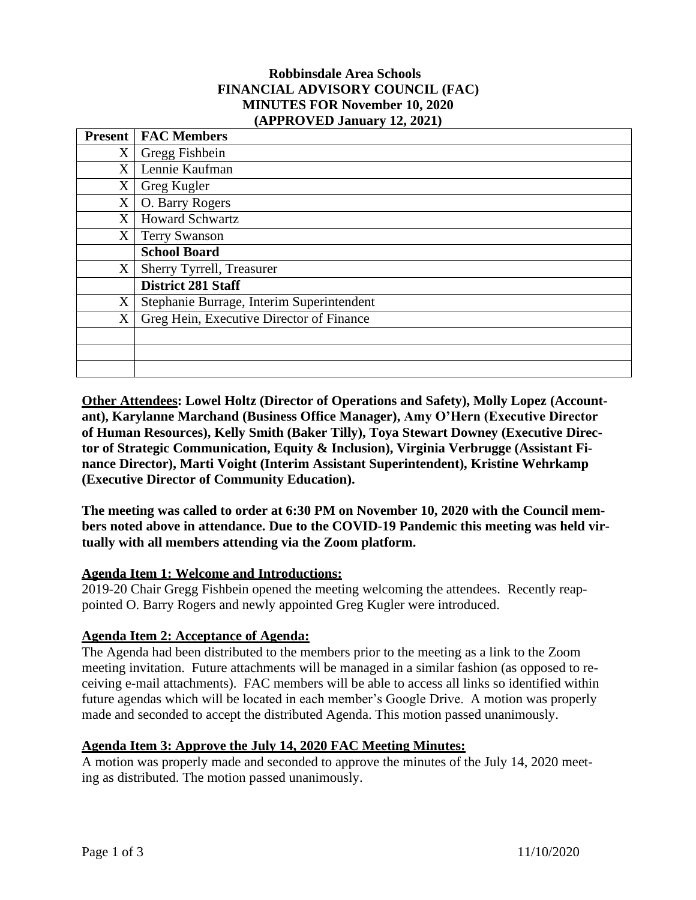# Robbinsdale Area Schools
## FINANCIAL ADVISORY COUNCIL (FAC)
## MINUTES FOR November 10, 2020
## (APPROVED January 12, 2021)

| Present | FAC Members |
|---|---|
| X | Gregg Fishbein |
| X | Lennie Kaufman |
| X | Greg Kugler |
| X | O. Barry Rogers |
| X | Howard Schwartz |
| X | Terry Swanson |
| | **School Board** |
| X | Sherry Tyrrell, Treasurer |
| | **District 281 Staff** |
| X | Stephanie Burrage, Interim Superintendent |
| X | Greg Hein, Executive Director of Finance |
| | |
| | |
| | |

**Other Attendees: Lowel Holtz (Director of Operations and Safety), Molly Lopez (Accountant), Karylanne Marchand (Business Office Manager), Amy O'Hern (Executive Director of Human Resources), Kelly Smith (Baker Tilly), Toya Stewart Downey (Executive Director of Strategic Communication, Equity & Inclusion), Virginia Verbrugge (Assistant Finance Director), Marti Voight (Interim Assistant Superintendent), Kristine Wehrkamp (Executive Director of Community Education).**

**The meeting was called to order at 6:30 PM on November 10, 2020 with the Council members noted above in attendance. Due to the COVID-19 Pandemic this meeting was held virtually with all members attending via the Zoom platform.**

**Agenda Item 1: Welcome and Introductions:**

2019-20 Chair Gregg Fishbein opened the meeting welcoming the attendees. Recently reappointed O. Barry Rogers and newly appointed Greg Kugler were introduced.

**Agenda Item 2: Acceptance of Agenda:**

The Agenda had been distributed to the members prior to the meeting as a link to the Zoom meeting invitation. Future attachments will be managed in a similar fashion (as opposed to receiving e-mail attachments). FAC members will be able to access all links so identified within future agendas which will be located in each member's Google Drive. A motion was properly made and seconded to accept the distributed Agenda. This motion passed unanimously.

**Agenda Item 3: Approve the July 14, 2020 FAC Meeting Minutes:**

A motion was properly made and seconded to approve the minutes of the July 14, 2020 meeting as distributed. The motion passed unanimously.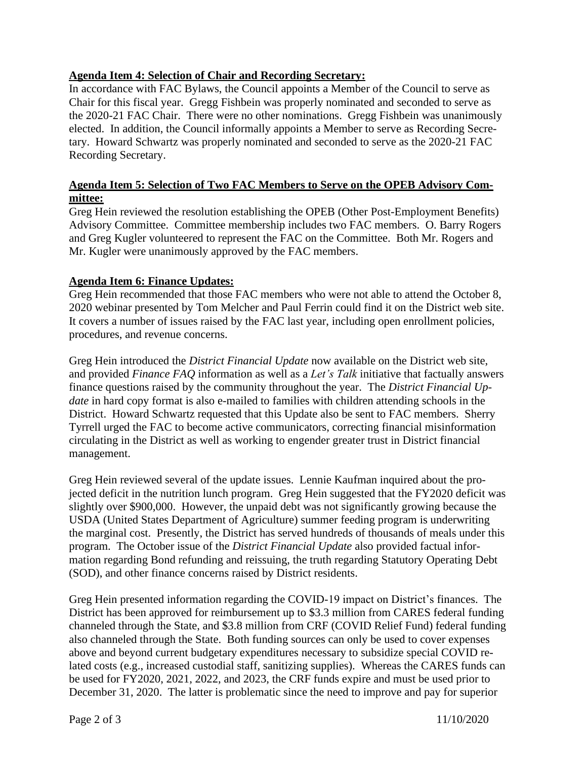**Agenda Item 4: Selection of Chair and Recording Secretary:**

In accordance with FAC Bylaws, the Council appoints a Member of the Council to serve as Chair for this fiscal year. Gregg Fishbein was properly nominated and seconded to serve as the 2020-21 FAC Chair. There were no other nominations. Gregg Fishbein was unanimously elected. In addition, the Council informally appoints a Member to serve as Recording Secretary. Howard Schwartz was properly nominated and seconded to serve as the 2020-21 FAC Recording Secretary.

**Agenda Item 5: Selection of Two FAC Members to Serve on the OPEB Advisory Committee:**

Greg Hein reviewed the resolution establishing the OPEB (Other Post-Employment Benefits) Advisory Committee. Committee membership includes two FAC members. O. Barry Rogers and Greg Kugler volunteered to represent the FAC on the Committee. Both Mr. Rogers and Mr. Kugler were unanimously approved by the FAC members.

**Agenda Item 6: Finance Updates:**

Greg Hein recommended that those FAC members who were not able to attend the October 8, 2020 webinar presented by Tom Melcher and Paul Ferrin could find it on the District web site. It covers a number of issues raised by the FAC last year, including open enrollment policies, procedures, and revenue concerns.

Greg Hein introduced the *District Financial Update* now available on the District web site, and provided *Finance FAQ* information as well as a *Let's Talk* initiative that factually answers finance questions raised by the community throughout the year. The *District Financial Update* in hard copy format is also e-mailed to families with children attending schools in the District. Howard Schwartz requested that this Update also be sent to FAC members. Sherry Tyrrell urged the FAC to become active communicators, correcting financial misinformation circulating in the District as well as working to engender greater trust in District financial management.

Greg Hein reviewed several of the update issues. Lennie Kaufman inquired about the projected deficit in the nutrition lunch program. Greg Hein suggested that the FY2020 deficit was slightly over $900,000. However, the unpaid debt was not significantly growing because the USDA (United States Department of Agriculture) summer feeding program is underwriting the marginal cost. Presently, the District has served hundreds of thousands of meals under this program. The October issue of the *District Financial Update* also provided factual information regarding Bond refunding and reissuing, the truth regarding Statutory Operating Debt (SOD), and other finance concerns raised by District residents.

Greg Hein presented information regarding the COVID-19 impact on District's finances. The District has been approved for reimbursement up to $3.3 million from CARES federal funding channeled through the State, and $3.8 million from CRF (COVID Relief Fund) federal funding also channeled through the State. Both funding sources can only be used to cover expenses above and beyond current budgetary expenditures necessary to subsidize special COVID related costs (e.g., increased custodial staff, sanitizing supplies). Whereas the CARES funds can be used for FY2020, 2021, 2022, and 2023, the CRF funds expire and must be used prior to December 31, 2020. The latter is problematic since the need to improve and pay for superior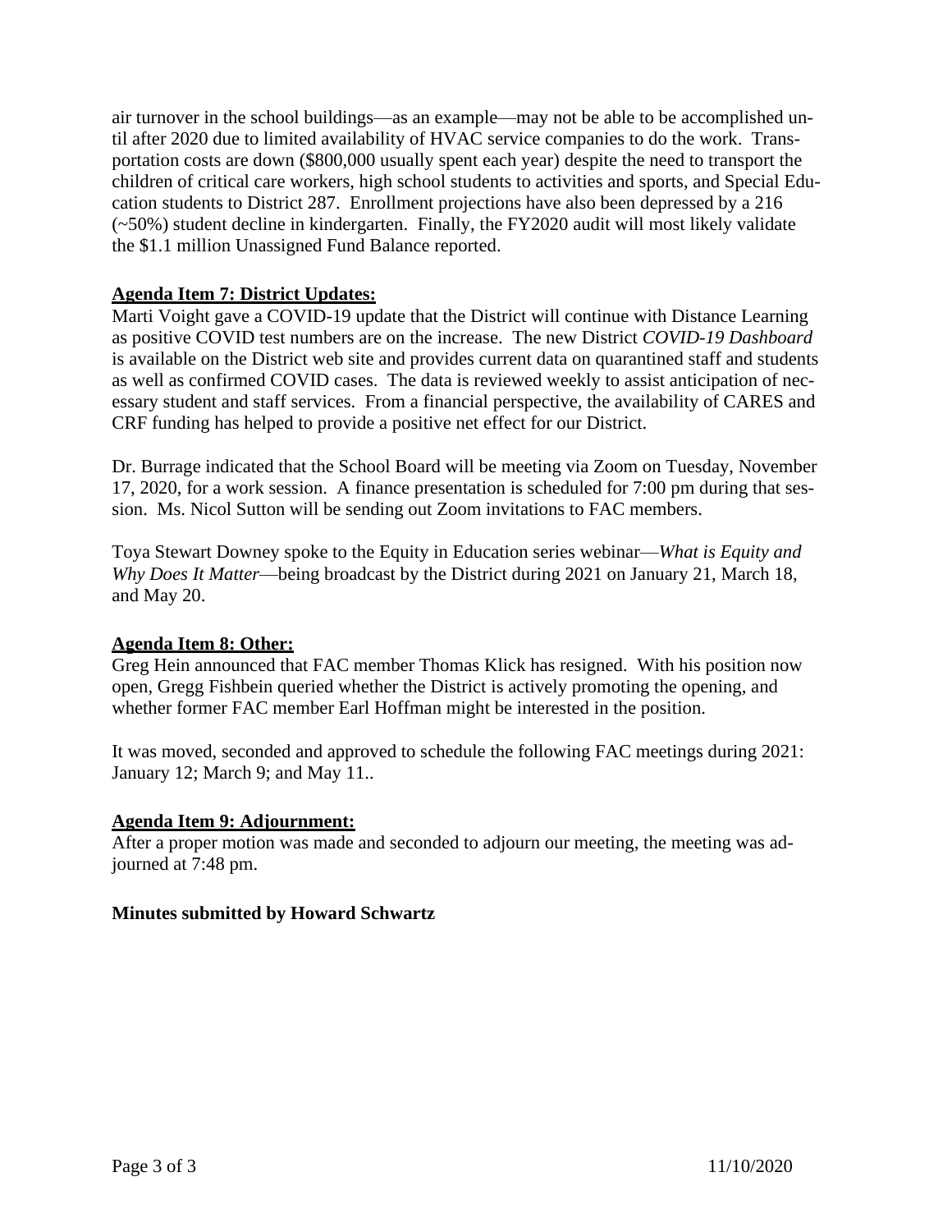air turnover in the school buildings—as an example—may not be able to be accomplished until after 2020 due to limited availability of HVAC service companies to do the work. Transportation costs are down ($800,000 usually spent each year) despite the need to transport the children of critical care workers, high school students to activities and sports, and Special Education students to District 287. Enrollment projections have also been depressed by a 216 (~50%) student decline in kindergarten. Finally, the FY2020 audit will most likely validate the $1.1 million Unassigned Fund Balance reported.

**Agenda Item 7: District Updates:**

Marti Voight gave a COVID-19 update that the District will continue with Distance Learning as positive COVID test numbers are on the increase. The new District *COVID-19 Dashboard* is available on the District web site and provides current data on quarantined staff and students as well as confirmed COVID cases. The data is reviewed weekly to assist anticipation of necessary student and staff services. From a financial perspective, the availability of CARES and CRF funding has helped to provide a positive net effect for our District.

Dr. Burrage indicated that the School Board will be meeting via Zoom on Tuesday, November 17, 2020, for a work session. A finance presentation is scheduled for 7:00 pm during that session. Ms. Nicol Sutton will be sending out Zoom invitations to FAC members.

Toya Stewart Downey spoke to the Equity in Education series webinar—*What is Equity and Why Does It Matter*—being broadcast by the District during 2021 on January 21, March 18, and May 20.

**Agenda Item 8: Other:**

Greg Hein announced that FAC member Thomas Klick has resigned. With his position now open, Gregg Fishbein queried whether the District is actively promoting the opening, and whether former FAC member Earl Hoffman might be interested in the position.

It was moved, seconded and approved to schedule the following FAC meetings during 2021: January 12; March 9; and May 11..

**Agenda Item 9: Adjournment:**

After a proper motion was made and seconded to adjourn our meeting, the meeting was adjourned at 7:48 pm.

**Minutes submitted by Howard Schwartz**